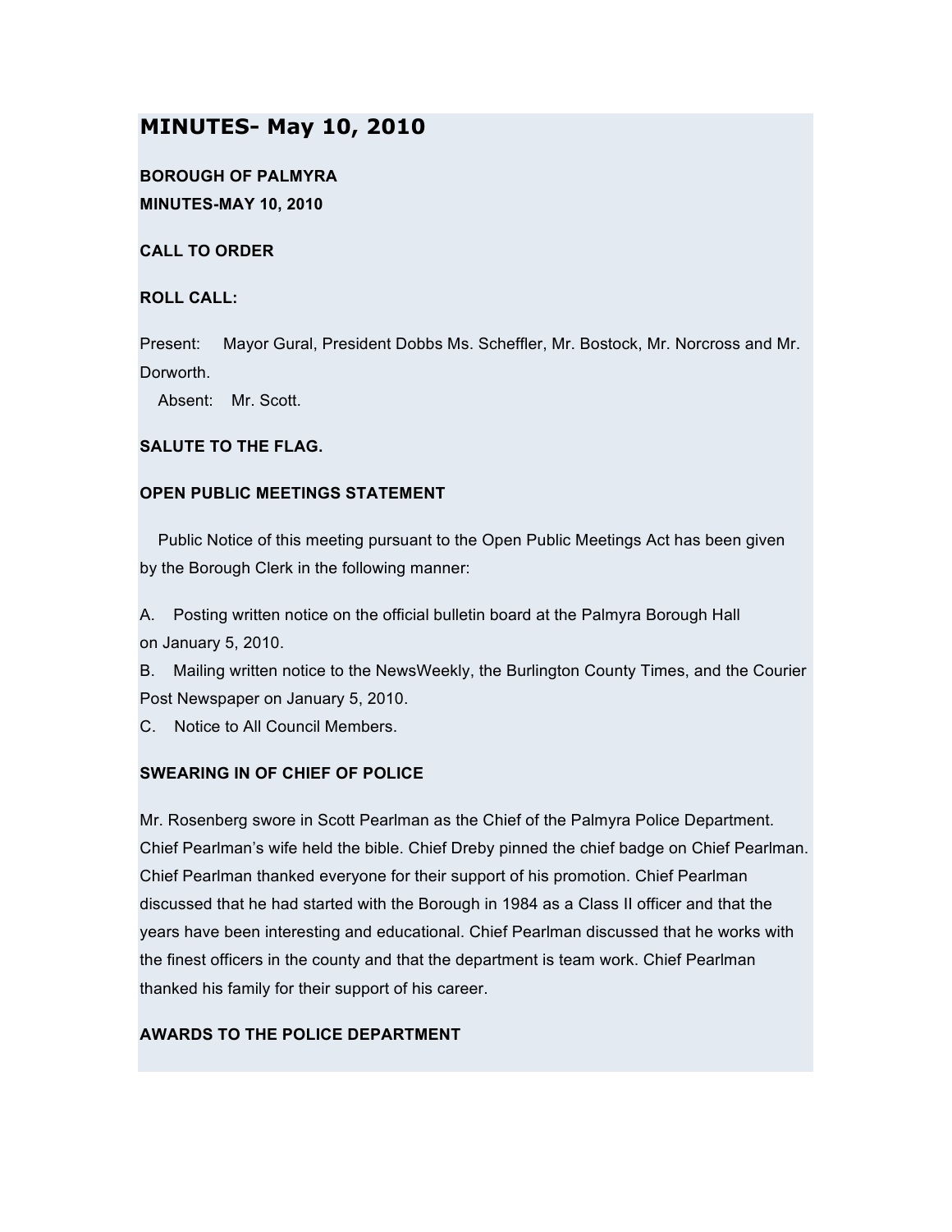# MINUTES- May 10, 2010

**BOROUGH OF PALMYRA**
**MINUTES-MAY 10, 2010**

**CALL TO ORDER**

**ROLL CALL:**

Present: Mayor Gural, President Dobbs Ms. Scheffler, Mr. Bostock, Mr. Norcross and Mr. Dorworth.
Absent: Mr. Scott.

**SALUTE TO THE FLAG.**

**OPEN PUBLIC MEETINGS STATEMENT**

Public Notice of this meeting pursuant to the Open Public Meetings Act has been given by the Borough Clerk in the following manner:

A. Posting written notice on the official bulletin board at the Palmyra Borough Hall on January 5, 2010.
B. Mailing written notice to the NewsWeekly, the Burlington County Times, and the Courier Post Newspaper on January 5, 2010.
C. Notice to All Council Members.

**SWEARING IN OF CHIEF OF POLICE**

Mr. Rosenberg swore in Scott Pearlman as the Chief of the Palmyra Police Department. Chief Pearlman's wife held the bible. Chief Dreby pinned the chief badge on Chief Pearlman. Chief Pearlman thanked everyone for their support of his promotion. Chief Pearlman discussed that he had started with the Borough in 1984 as a Class II officer and that the years have been interesting and educational. Chief Pearlman discussed that he works with the finest officers in the county and that the department is team work. Chief Pearlman thanked his family for their support of his career.

**AWARDS TO THE POLICE DEPARTMENT**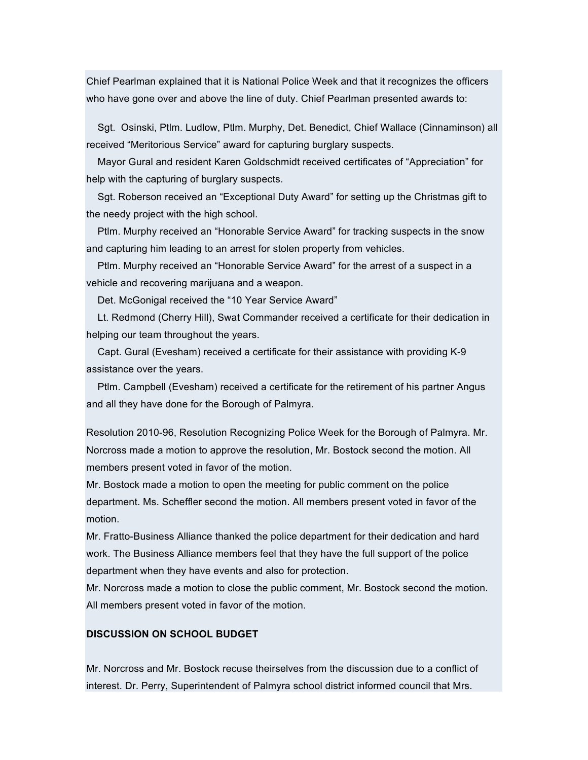Chief Pearlman explained that it is National Police Week and that it recognizes the officers who have gone over and above the line of duty. Chief Pearlman presented awards to:

Sgt. Osinski, Ptlm. Ludlow, Ptlm. Murphy, Det. Benedict, Chief Wallace (Cinnaminson) all received “Meritorious Service” award for capturing burglary suspects.

Mayor Gural and resident Karen Goldschmidt received certificates of “Appreciation” for help with the capturing of burglary suspects.

Sgt. Roberson received an “Exceptional Duty Award” for setting up the Christmas gift to the needy project with the high school.

Ptlm. Murphy received an “Honorable Service Award” for tracking suspects in the snow and capturing him leading to an arrest for stolen property from vehicles.

Ptlm. Murphy received an “Honorable Service Award” for the arrest of a suspect in a vehicle and recovering marijuana and a weapon.

Det. McGonigal received the “10 Year Service Award”

Lt. Redmond (Cherry Hill), Swat Commander received a certificate for their dedication in helping our team throughout the years.

Capt. Gural (Evesham) received a certificate for their assistance with providing K-9 assistance over the years.

Ptlm. Campbell (Evesham) received a certificate for the retirement of his partner Angus and all they have done for the Borough of Palmyra.

Resolution 2010-96, Resolution Recognizing Police Week for the Borough of Palmyra. Mr. Norcross made a motion to approve the resolution, Mr. Bostock second the motion. All members present voted in favor of the motion.

Mr. Bostock made a motion to open the meeting for public comment on the police department. Ms. Scheffler second the motion. All members present voted in favor of the motion.

Mr. Fratto-Business Alliance thanked the police department for their dedication and hard work. The Business Alliance members feel that they have the full support of the police department when they have events and also for protection.

Mr. Norcross made a motion to close the public comment, Mr. Bostock second the motion. All members present voted in favor of the motion.

**DISCUSSION ON SCHOOL BUDGET**

Mr. Norcross and Mr. Bostock recuse theirselves from the discussion due to a conflict of interest. Dr. Perry, Superintendent of Palmyra school district informed council that Mrs.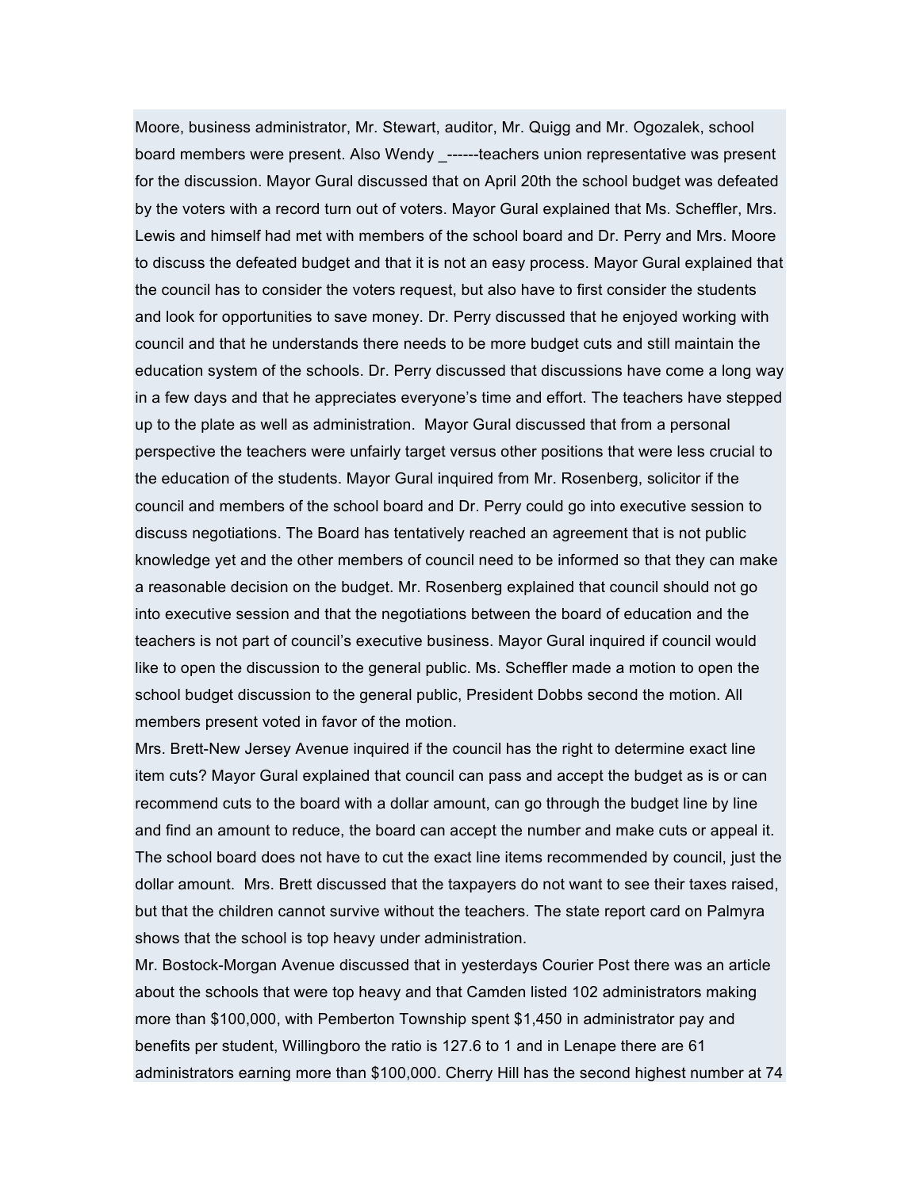Moore, business administrator, Mr. Stewart, auditor, Mr. Quigg and Mr. Ogozalek, school board members were present. Also Wendy _------teachers union representative was present for the discussion. Mayor Gural discussed that on April 20th the school budget was defeated by the voters with a record turn out of voters. Mayor Gural explained that Ms. Scheffler, Mrs. Lewis and himself had met with members of the school board and Dr. Perry and Mrs. Moore to discuss the defeated budget and that it is not an easy process. Mayor Gural explained that the council has to consider the voters request, but also have to first consider the students and look for opportunities to save money. Dr. Perry discussed that he enjoyed working with council and that he understands there needs to be more budget cuts and still maintain the education system of the schools. Dr. Perry discussed that discussions have come a long way in a few days and that he appreciates everyone's time and effort. The teachers have stepped up to the plate as well as administration. Mayor Gural discussed that from a personal perspective the teachers were unfairly target versus other positions that were less crucial to the education of the students. Mayor Gural inquired from Mr. Rosenberg, solicitor if the council and members of the school board and Dr. Perry could go into executive session to discuss negotiations. The Board has tentatively reached an agreement that is not public knowledge yet and the other members of council need to be informed so that they can make a reasonable decision on the budget. Mr. Rosenberg explained that council should not go into executive session and that the negotiations between the board of education and the teachers is not part of council's executive business. Mayor Gural inquired if council would like to open the discussion to the general public. Ms. Scheffler made a motion to open the school budget discussion to the general public, President Dobbs second the motion. All members present voted in favor of the motion.

Mrs. Brett-New Jersey Avenue inquired if the council has the right to determine exact line item cuts? Mayor Gural explained that council can pass and accept the budget as is or can recommend cuts to the board with a dollar amount, can go through the budget line by line and find an amount to reduce, the board can accept the number and make cuts or appeal it. The school board does not have to cut the exact line items recommended by council, just the dollar amount. Mrs. Brett discussed that the taxpayers do not want to see their taxes raised, but that the children cannot survive without the teachers. The state report card on Palmyra shows that the school is top heavy under administration.

Mr. Bostock-Morgan Avenue discussed that in yesterdays Courier Post there was an article about the schools that were top heavy and that Camden listed 102 administrators making more than $100,000, with Pemberton Township spent $1,450 in administrator pay and benefits per student, Willingboro the ratio is 127.6 to 1 and in Lenape there are 61 administrators earning more than $100,000. Cherry Hill has the second highest number at 74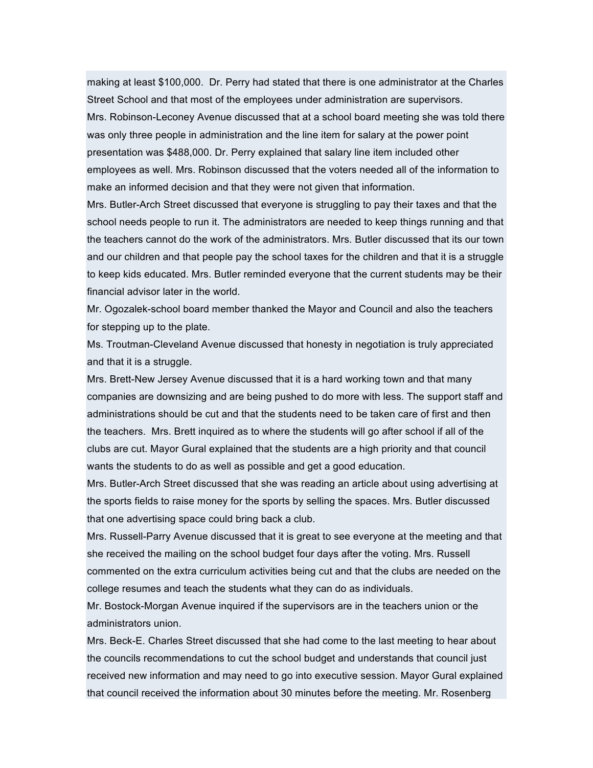making at least $100,000. Dr. Perry had stated that there is one administrator at the Charles Street School and that most of the employees under administration are supervisors.

Mrs. Robinson-Leconey Avenue discussed that at a school board meeting she was told there was only three people in administration and the line item for salary at the power point presentation was $488,000. Dr. Perry explained that salary line item included other employees as well. Mrs. Robinson discussed that the voters needed all of the information to make an informed decision and that they were not given that information.

Mrs. Butler-Arch Street discussed that everyone is struggling to pay their taxes and that the school needs people to run it. The administrators are needed to keep things running and that the teachers cannot do the work of the administrators. Mrs. Butler discussed that its our town and our children and that people pay the school taxes for the children and that it is a struggle to keep kids educated. Mrs. Butler reminded everyone that the current students may be their financial advisor later in the world.

Mr. Ogozalek-school board member thanked the Mayor and Council and also the teachers for stepping up to the plate.

Ms. Troutman-Cleveland Avenue discussed that honesty in negotiation is truly appreciated and that it is a struggle.

Mrs. Brett-New Jersey Avenue discussed that it is a hard working town and that many companies are downsizing and are being pushed to do more with less. The support staff and administrations should be cut and that the students need to be taken care of first and then the teachers. Mrs. Brett inquired as to where the students will go after school if all of the clubs are cut. Mayor Gural explained that the students are a high priority and that council wants the students to do as well as possible and get a good education.

Mrs. Butler-Arch Street discussed that she was reading an article about using advertising at the sports fields to raise money for the sports by selling the spaces. Mrs. Butler discussed that one advertising space could bring back a club.

Mrs. Russell-Parry Avenue discussed that it is great to see everyone at the meeting and that she received the mailing on the school budget four days after the voting. Mrs. Russell commented on the extra curriculum activities being cut and that the clubs are needed on the college resumes and teach the students what they can do as individuals.

Mr. Bostock-Morgan Avenue inquired if the supervisors are in the teachers union or the administrators union.

Mrs. Beck-E. Charles Street discussed that she had come to the last meeting to hear about the councils recommendations to cut the school budget and understands that council just received new information and may need to go into executive session. Mayor Gural explained that council received the information about 30 minutes before the meeting. Mr. Rosenberg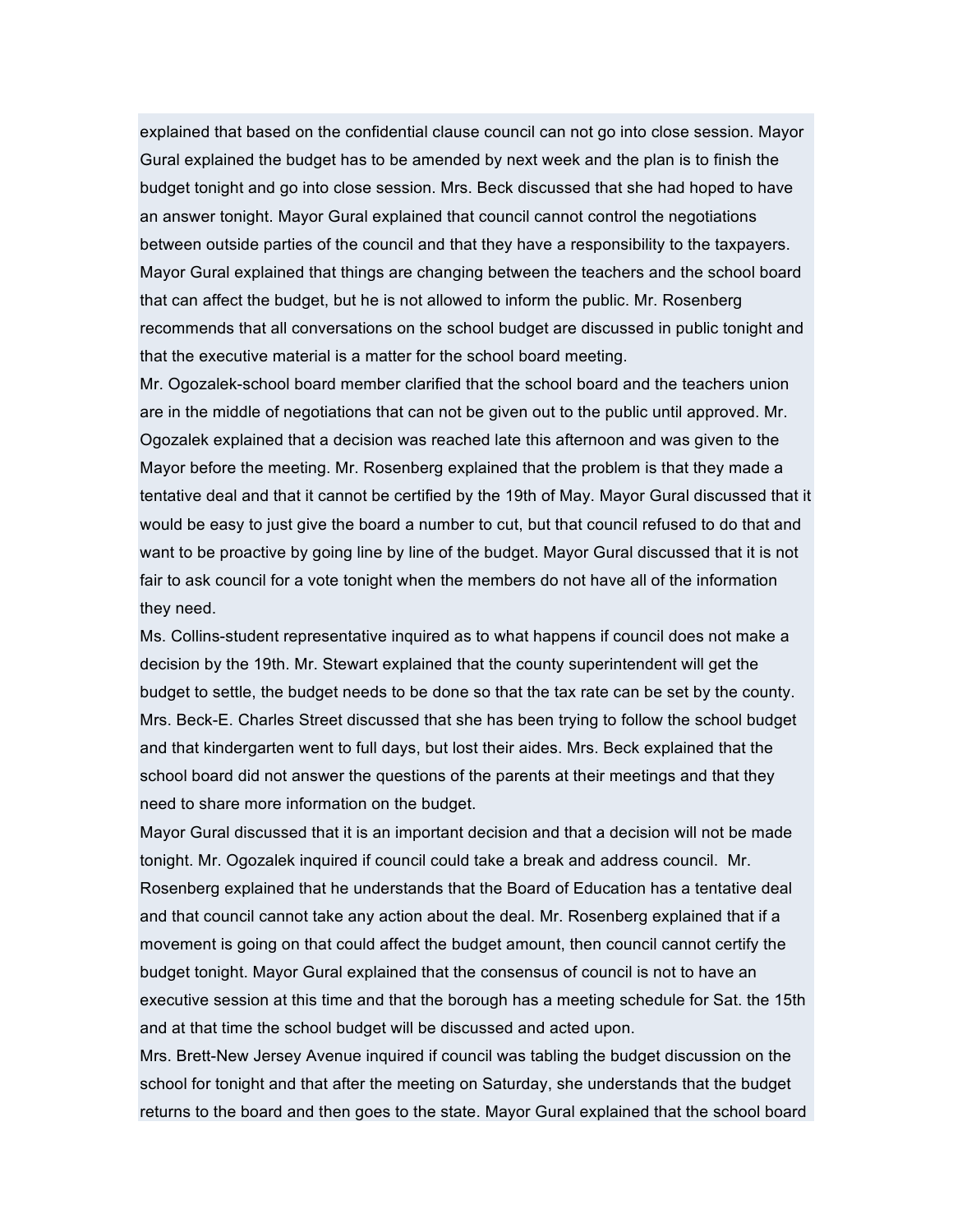explained that based on the confidential clause council can not go into close session. Mayor Gural explained the budget has to be amended by next week and the plan is to finish the budget tonight and go into close session. Mrs. Beck discussed that she had hoped to have an answer tonight. Mayor Gural explained that council cannot control the negotiations between outside parties of the council and that they have a responsibility to the taxpayers. Mayor Gural explained that things are changing between the teachers and the school board that can affect the budget, but he is not allowed to inform the public. Mr. Rosenberg recommends that all conversations on the school budget are discussed in public tonight and that the executive material is a matter for the school board meeting.

Mr. Ogozalek-school board member clarified that the school board and the teachers union are in the middle of negotiations that can not be given out to the public until approved. Mr. Ogozalek explained that a decision was reached late this afternoon and was given to the Mayor before the meeting. Mr. Rosenberg explained that the problem is that they made a tentative deal and that it cannot be certified by the 19th of May. Mayor Gural discussed that it would be easy to just give the board a number to cut, but that council refused to do that and want to be proactive by going line by line of the budget. Mayor Gural discussed that it is not fair to ask council for a vote tonight when the members do not have all of the information they need.

Ms. Collins-student representative inquired as to what happens if council does not make a decision by the 19th. Mr. Stewart explained that the county superintendent will get the budget to settle, the budget needs to be done so that the tax rate can be set by the county.

Mrs. Beck-E. Charles Street discussed that she has been trying to follow the school budget and that kindergarten went to full days, but lost their aides. Mrs. Beck explained that the school board did not answer the questions of the parents at their meetings and that they need to share more information on the budget.

Mayor Gural discussed that it is an important decision and that a decision will not be made tonight. Mr. Ogozalek inquired if council could take a break and address council. Mr. Rosenberg explained that he understands that the Board of Education has a tentative deal and that council cannot take any action about the deal. Mr. Rosenberg explained that if a movement is going on that could affect the budget amount, then council cannot certify the budget tonight. Mayor Gural explained that the consensus of council is not to have an executive session at this time and that the borough has a meeting schedule for Sat. the 15th and at that time the school budget will be discussed and acted upon.

Mrs. Brett-New Jersey Avenue inquired if council was tabling the budget discussion on the school for tonight and that after the meeting on Saturday, she understands that the budget returns to the board and then goes to the state. Mayor Gural explained that the school board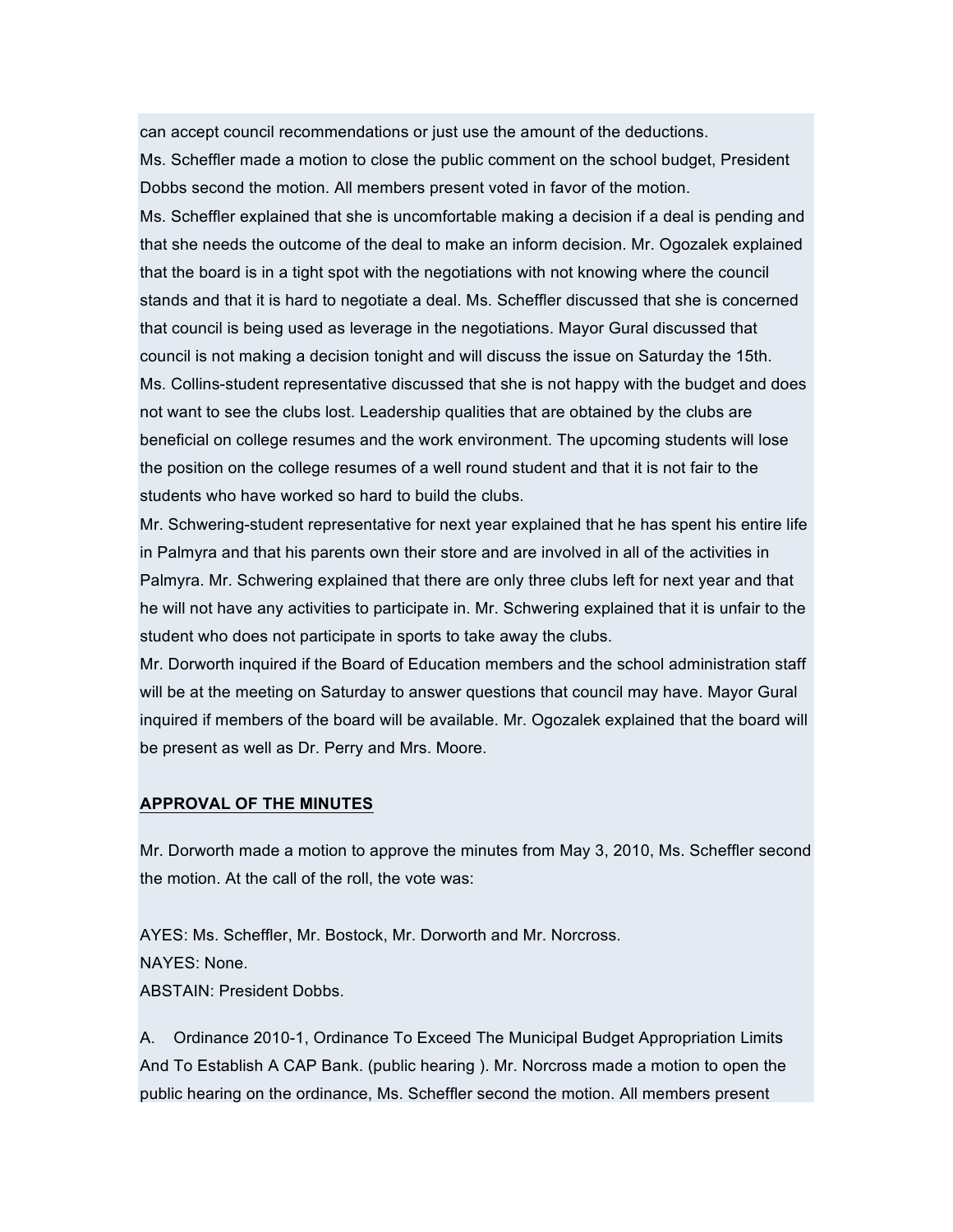can accept council recommendations or just use the amount of the deductions.

Ms. Scheffler made a motion to close the public comment on the school budget, President Dobbs second the motion. All members present voted in favor of the motion.

Ms. Scheffler explained that she is uncomfortable making a decision if a deal is pending and that she needs the outcome of the deal to make an inform decision. Mr. Ogozalek explained that the board is in a tight spot with the negotiations with not knowing where the council stands and that it is hard to negotiate a deal. Ms. Scheffler discussed that she is concerned that council is being used as leverage in the negotiations. Mayor Gural discussed that council is not making a decision tonight and will discuss the issue on Saturday the 15th.

Ms. Collins-student representative discussed that she is not happy with the budget and does not want to see the clubs lost. Leadership qualities that are obtained by the clubs are beneficial on college resumes and the work environment. The upcoming students will lose the position on the college resumes of a well round student and that it is not fair to the students who have worked so hard to build the clubs.

Mr. Schwering-student representative for next year explained that he has spent his entire life in Palmyra and that his parents own their store and are involved in all of the activities in Palmyra. Mr. Schwering explained that there are only three clubs left for next year and that he will not have any activities to participate in. Mr. Schwering explained that it is unfair to the student who does not participate in sports to take away the clubs.

Mr. Dorworth inquired if the Board of Education members and the school administration staff will be at the meeting on Saturday to answer questions that council may have. Mayor Gural inquired if members of the board will be available. Mr. Ogozalek explained that the board will be present as well as Dr. Perry and Mrs. Moore.

## APPROVAL OF THE MINUTES

Mr. Dorworth made a motion to approve the minutes from May 3, 2010, Ms. Scheffler second the motion. At the call of the roll, the vote was:

AYES: Ms. Scheffler, Mr. Bostock, Mr. Dorworth and Mr. Norcross.
NAYES: None.
ABSTAIN: President Dobbs.

A. Ordinance 2010-1, Ordinance To Exceed The Municipal Budget Appropriation Limits And To Establish A CAP Bank. (public hearing ). Mr. Norcross made a motion to open the public hearing on the ordinance, Ms. Scheffler second the motion. All members present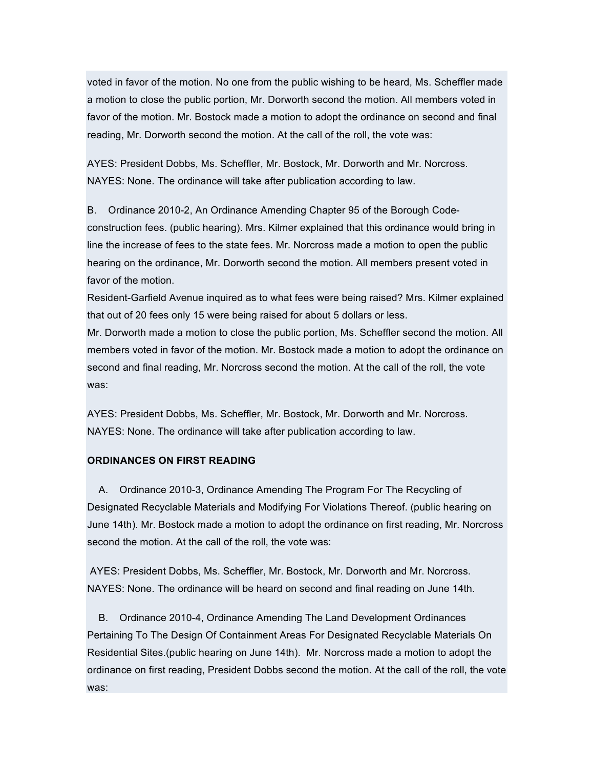voted in favor of the motion. No one from the public wishing to be heard, Ms. Scheffler made a motion to close the public portion, Mr. Dorworth second the motion. All members voted in favor of the motion. Mr. Bostock made a motion to adopt the ordinance on second and final reading, Mr. Dorworth second the motion. At the call of the roll, the vote was:

AYES: President Dobbs, Ms. Scheffler, Mr. Bostock, Mr. Dorworth and Mr. Norcross. NAYES: None. The ordinance will take after publication according to law.

B. Ordinance 2010-2, An Ordinance Amending Chapter 95 of the Borough Code-construction fees. (public hearing). Mrs. Kilmer explained that this ordinance would bring in line the increase of fees to the state fees. Mr. Norcross made a motion to open the public hearing on the ordinance, Mr. Dorworth second the motion. All members present voted in favor of the motion.
Resident-Garfield Avenue inquired as to what fees were being raised? Mrs. Kilmer explained that out of 20 fees only 15 were being raised for about 5 dollars or less.
Mr. Dorworth made a motion to close the public portion, Ms. Scheffler second the motion. All members voted in favor of the motion. Mr. Bostock made a motion to adopt the ordinance on second and final reading, Mr. Norcross second the motion. At the call of the roll, the vote was:

AYES: President Dobbs, Ms. Scheffler, Mr. Bostock, Mr. Dorworth and Mr. Norcross. NAYES: None. The ordinance will take after publication according to law.

**ORDINANCES ON FIRST READING**

A. Ordinance 2010-3, Ordinance Amending The Program For The Recycling of Designated Recyclable Materials and Modifying For Violations Thereof. (public hearing on June 14th). Mr. Bostock made a motion to adopt the ordinance on first reading, Mr. Norcross second the motion. At the call of the roll, the vote was:

AYES: President Dobbs, Ms. Scheffler, Mr. Bostock, Mr. Dorworth and Mr. Norcross. NAYES: None. The ordinance will be heard on second and final reading on June 14th.

B. Ordinance 2010-4, Ordinance Amending The Land Development Ordinances Pertaining To The Design Of Containment Areas For Designated Recyclable Materials On Residential Sites.(public hearing on June 14th). Mr. Norcross made a motion to adopt the ordinance on first reading, President Dobbs second the motion. At the call of the roll, the vote was: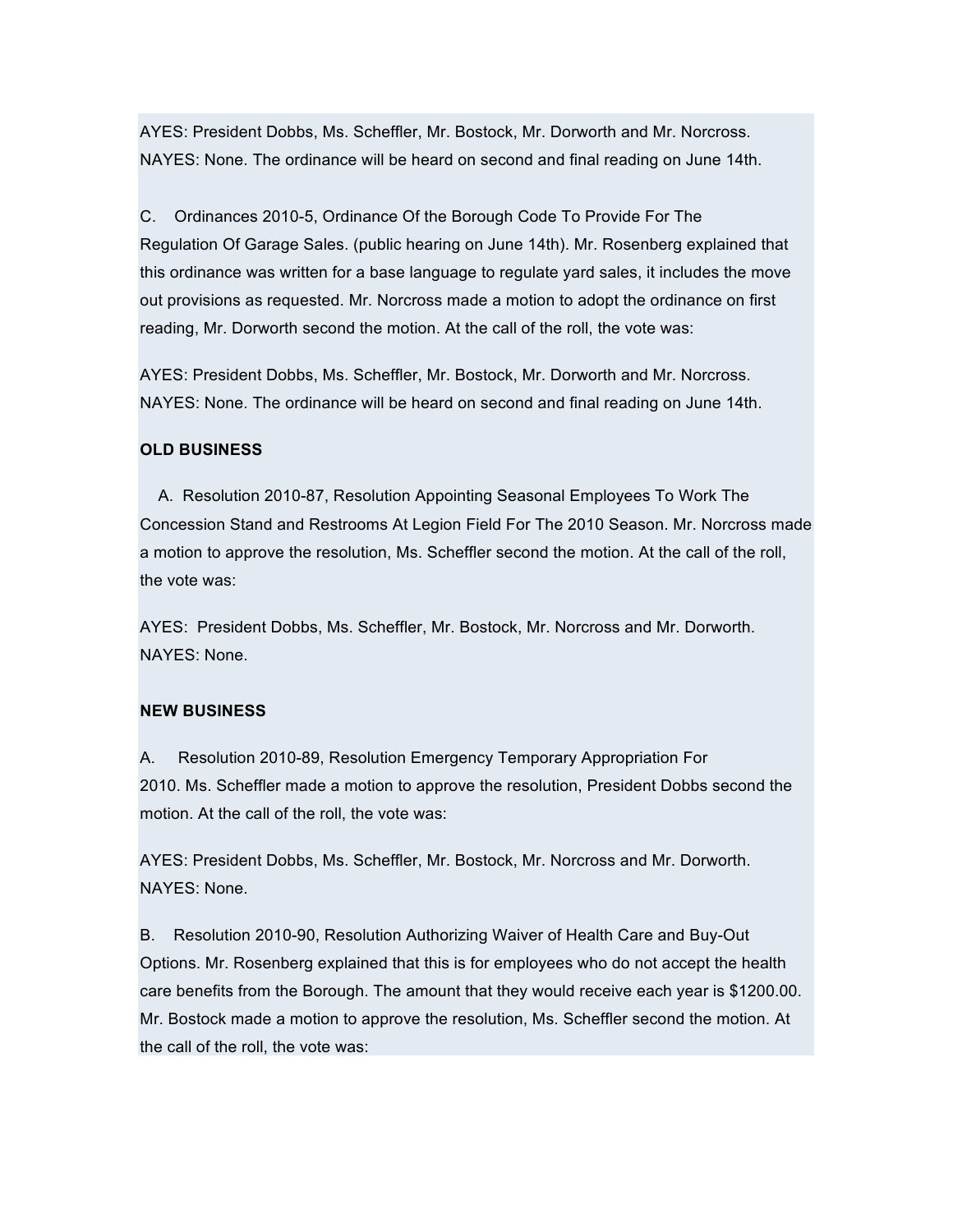AYES: President Dobbs, Ms. Scheffler, Mr. Bostock, Mr. Dorworth and Mr. Norcross. NAYES: None. The ordinance will be heard on second and final reading on June 14th.

C. Ordinances 2010-5, Ordinance Of the Borough Code To Provide For The Regulation Of Garage Sales. (public hearing on June 14th). Mr. Rosenberg explained that this ordinance was written for a base language to regulate yard sales, it includes the move out provisions as requested. Mr. Norcross made a motion to adopt the ordinance on first reading, Mr. Dorworth second the motion. At the call of the roll, the vote was:

AYES: President Dobbs, Ms. Scheffler, Mr. Bostock, Mr. Dorworth and Mr. Norcross. NAYES: None. The ordinance will be heard on second and final reading on June 14th.

**OLD BUSINESS**

A. Resolution 2010-87, Resolution Appointing Seasonal Employees To Work The Concession Stand and Restrooms At Legion Field For The 2010 Season. Mr. Norcross made a motion to approve the resolution, Ms. Scheffler second the motion. At the call of the roll, the vote was:

AYES: President Dobbs, Ms. Scheffler, Mr. Bostock, Mr. Norcross and Mr. Dorworth. NAYES: None.

**NEW BUSINESS**

A. Resolution 2010-89, Resolution Emergency Temporary Appropriation For 2010. Ms. Scheffler made a motion to approve the resolution, President Dobbs second the motion. At the call of the roll, the vote was:

AYES: President Dobbs, Ms. Scheffler, Mr. Bostock, Mr. Norcross and Mr. Dorworth. NAYES: None.

B. Resolution 2010-90, Resolution Authorizing Waiver of Health Care and Buy-Out Options. Mr. Rosenberg explained that this is for employees who do not accept the health care benefits from the Borough. The amount that they would receive each year is $1200.00. Mr. Bostock made a motion to approve the resolution, Ms. Scheffler second the motion. At the call of the roll, the vote was: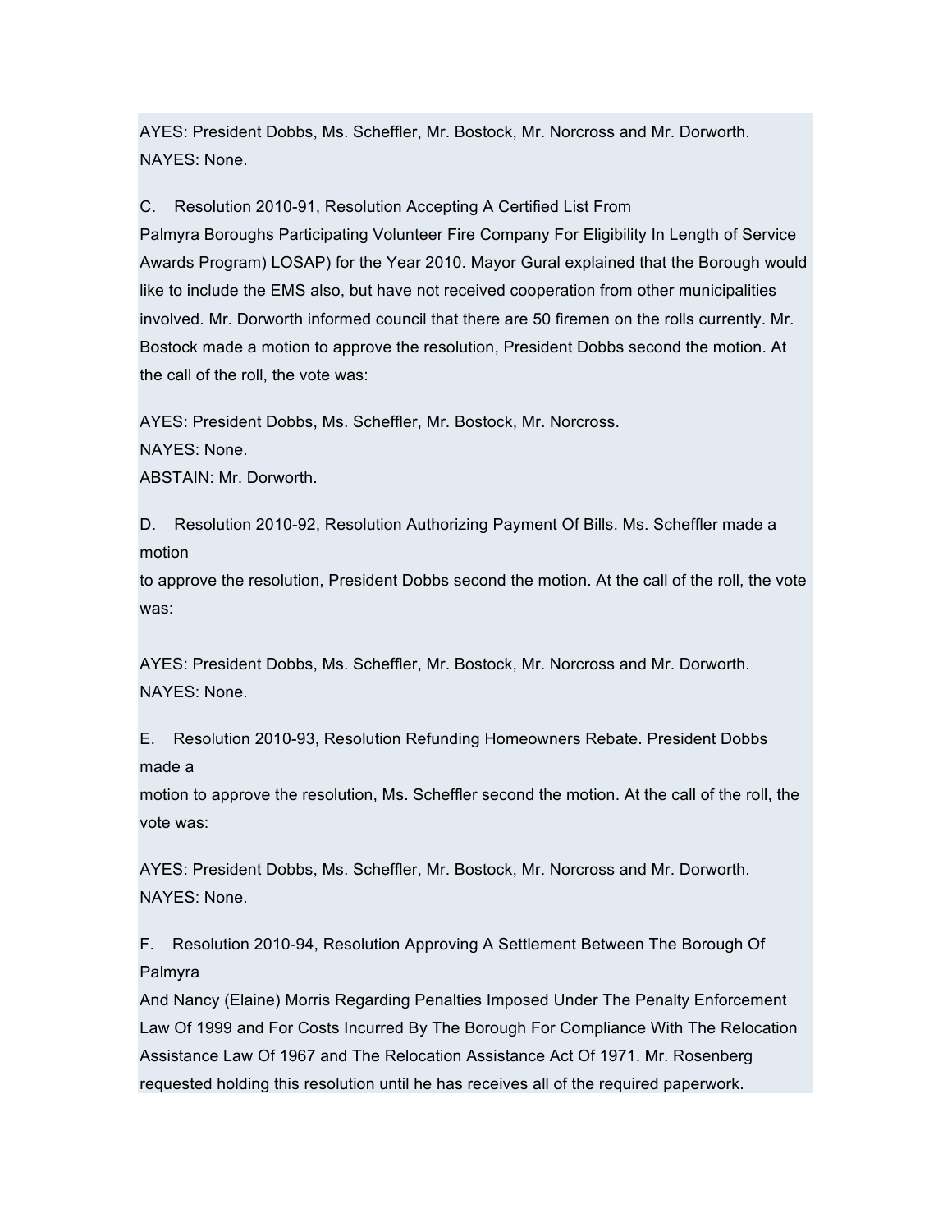AYES: President Dobbs, Ms. Scheffler, Mr. Bostock, Mr. Norcross and Mr. Dorworth.
NAYES: None.

C. Resolution 2010-91, Resolution Accepting A Certified List From Palmyra Boroughs Participating Volunteer Fire Company For Eligibility In Length of Service Awards Program) LOSAP) for the Year 2010. Mayor Gural explained that the Borough would like to include the EMS also, but have not received cooperation from other municipalities involved. Mr. Dorworth informed council that there are 50 firemen on the rolls currently. Mr. Bostock made a motion to approve the resolution, President Dobbs second the motion. At the call of the roll, the vote was:

AYES: President Dobbs, Ms. Scheffler, Mr. Bostock, Mr. Norcross.
NAYES: None.
ABSTAIN: Mr. Dorworth.

D. Resolution 2010-92, Resolution Authorizing Payment Of Bills. Ms. Scheffler made a motion
to approve the resolution, President Dobbs second the motion. At the call of the roll, the vote was:

AYES: President Dobbs, Ms. Scheffler, Mr. Bostock, Mr. Norcross and Mr. Dorworth.
NAYES: None.

E. Resolution 2010-93, Resolution Refunding Homeowners Rebate. President Dobbs made a
motion to approve the resolution, Ms. Scheffler second the motion. At the call of the roll, the vote was:

AYES: President Dobbs, Ms. Scheffler, Mr. Bostock, Mr. Norcross and Mr. Dorworth.
NAYES: None.

F. Resolution 2010-94, Resolution Approving A Settlement Between The Borough Of Palmyra
And Nancy (Elaine) Morris Regarding Penalties Imposed Under The Penalty Enforcement Law Of 1999 and For Costs Incurred By The Borough For Compliance With The Relocation Assistance Law Of 1967 and The Relocation Assistance Act Of 1971. Mr. Rosenberg requested holding this resolution until he has receives all of the required paperwork.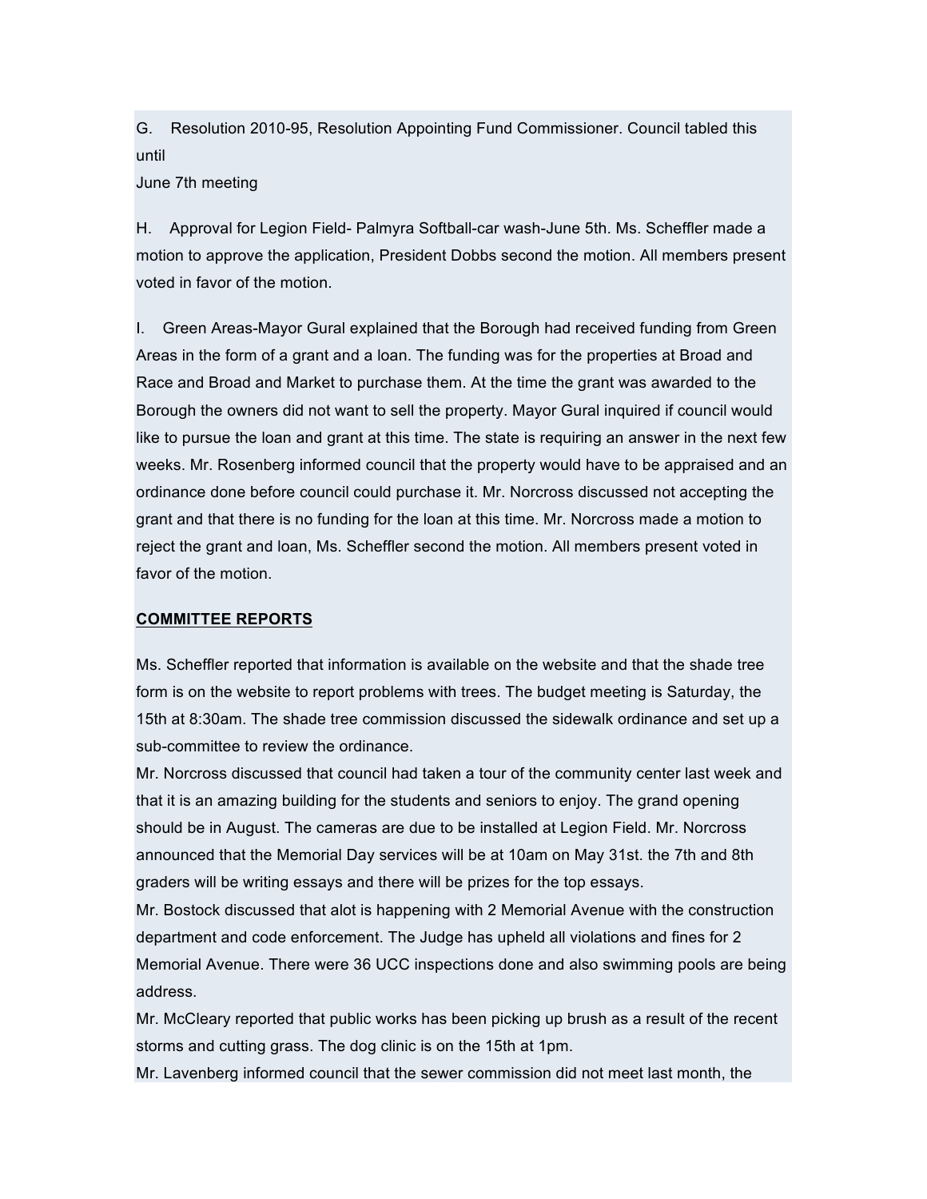G. Resolution 2010-95, Resolution Appointing Fund Commissioner. Council tabled this until June 7th meeting

H. Approval for Legion Field- Palmyra Softball-car wash-June 5th. Ms. Scheffler made a motion to approve the application, President Dobbs second the motion. All members present voted in favor of the motion.

I. Green Areas-Mayor Gural explained that the Borough had received funding from Green Areas in the form of a grant and a loan. The funding was for the properties at Broad and Race and Broad and Market to purchase them. At the time the grant was awarded to the Borough the owners did not want to sell the property. Mayor Gural inquired if council would like to pursue the loan and grant at this time. The state is requiring an answer in the next few weeks. Mr. Rosenberg informed council that the property would have to be appraised and an ordinance done before council could purchase it. Mr. Norcross discussed not accepting the grant and that there is no funding for the loan at this time. Mr. Norcross made a motion to reject the grant and loan, Ms. Scheffler second the motion. All members present voted in favor of the motion.

**COMMITTEE REPORTS**

Ms. Scheffler reported that information is available on the website and that the shade tree form is on the website to report problems with trees. The budget meeting is Saturday, the 15th at 8:30am. The shade tree commission discussed the sidewalk ordinance and set up a sub-committee to review the ordinance.

Mr. Norcross discussed that council had taken a tour of the community center last week and that it is an amazing building for the students and seniors to enjoy. The grand opening should be in August. The cameras are due to be installed at Legion Field. Mr. Norcross announced that the Memorial Day services will be at 10am on May 31st. the 7th and 8th graders will be writing essays and there will be prizes for the top essays.

Mr. Bostock discussed that alot is happening with 2 Memorial Avenue with the construction department and code enforcement. The Judge has upheld all violations and fines for 2 Memorial Avenue. There were 36 UCC inspections done and also swimming pools are being address.

Mr. McCleary reported that public works has been picking up brush as a result of the recent storms and cutting grass. The dog clinic is on the 15th at 1pm.

Mr. Lavenberg informed council that the sewer commission did not meet last month, the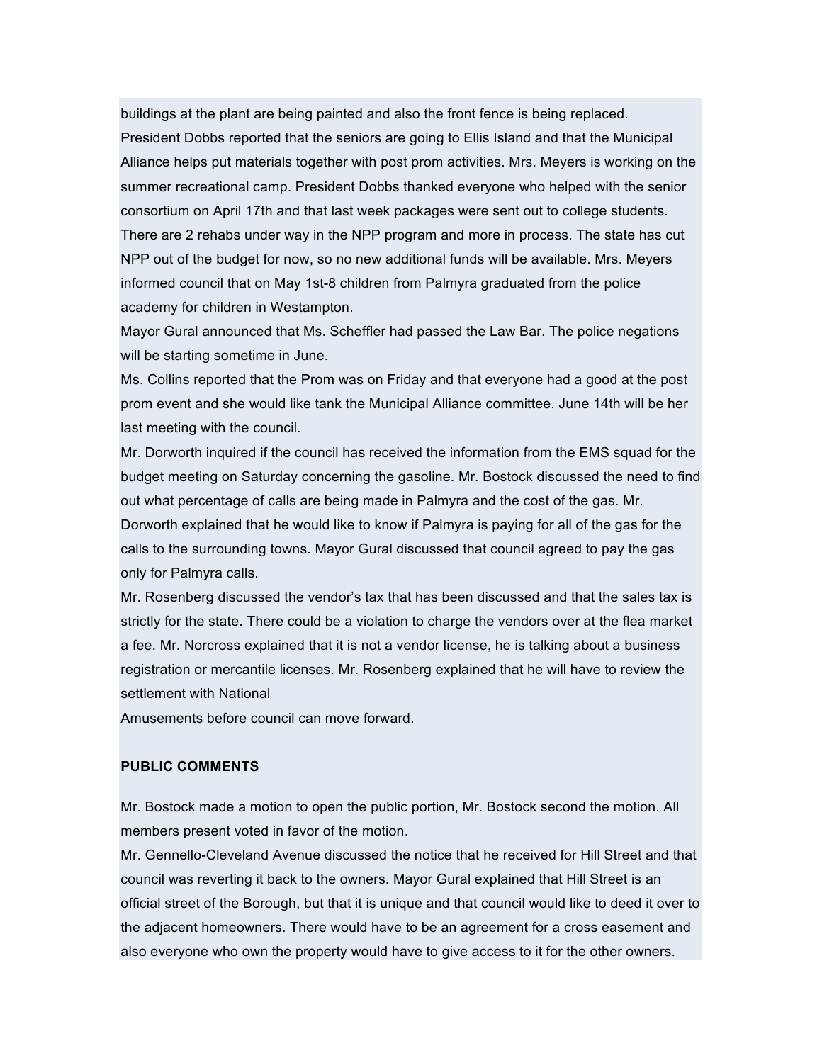buildings at the plant are being painted and also the front fence is being replaced.

President Dobbs reported that the seniors are going to Ellis Island and that the Municipal Alliance helps put materials together with post prom activities. Mrs. Meyers is working on the summer recreational camp. President Dobbs thanked everyone who helped with the senior consortium on April 17th and that last week packages were sent out to college students. There are 2 rehabs under way in the NPP program and more in process. The state has cut NPP out of the budget for now, so no new additional funds will be available. Mrs. Meyers informed council that on May 1st-8 children from Palmyra graduated from the police academy for children in Westampton.

Mayor Gural announced that Ms. Scheffler had passed the Law Bar. The police negations will be starting sometime in June.

Ms. Collins reported that the Prom was on Friday and that everyone had a good at the post prom event and she would like tank the Municipal Alliance committee. June 14th will be her last meeting with the council.

Mr. Dorworth inquired if the council has received the information from the EMS squad for the budget meeting on Saturday concerning the gasoline. Mr. Bostock discussed the need to find out what percentage of calls are being made in Palmyra and the cost of the gas. Mr. Dorworth explained that he would like to know if Palmyra is paying for all of the gas for the calls to the surrounding towns. Mayor Gural discussed that council agreed to pay the gas only for Palmyra calls.

Mr. Rosenberg discussed the vendor's tax that has been discussed and that the sales tax is strictly for the state. There could be a violation to charge the vendors over at the flea market a fee. Mr. Norcross explained that it is not a vendor license, he is talking about a business registration or mercantile licenses. Mr. Rosenberg explained that he will have to review the settlement with National

Amusements before council can move forward.

**PUBLIC COMMENTS**

Mr. Bostock made a motion to open the public portion, Mr. Bostock second the motion. All members present voted in favor of the motion.

Mr. Gennello-Cleveland Avenue discussed the notice that he received for Hill Street and that council was reverting it back to the owners. Mayor Gural explained that Hill Street is an official street of the Borough, but that it is unique and that council would like to deed it over to the adjacent homeowners. There would have to be an agreement for a cross easement and also everyone who own the property would have to give access to it for the other owners.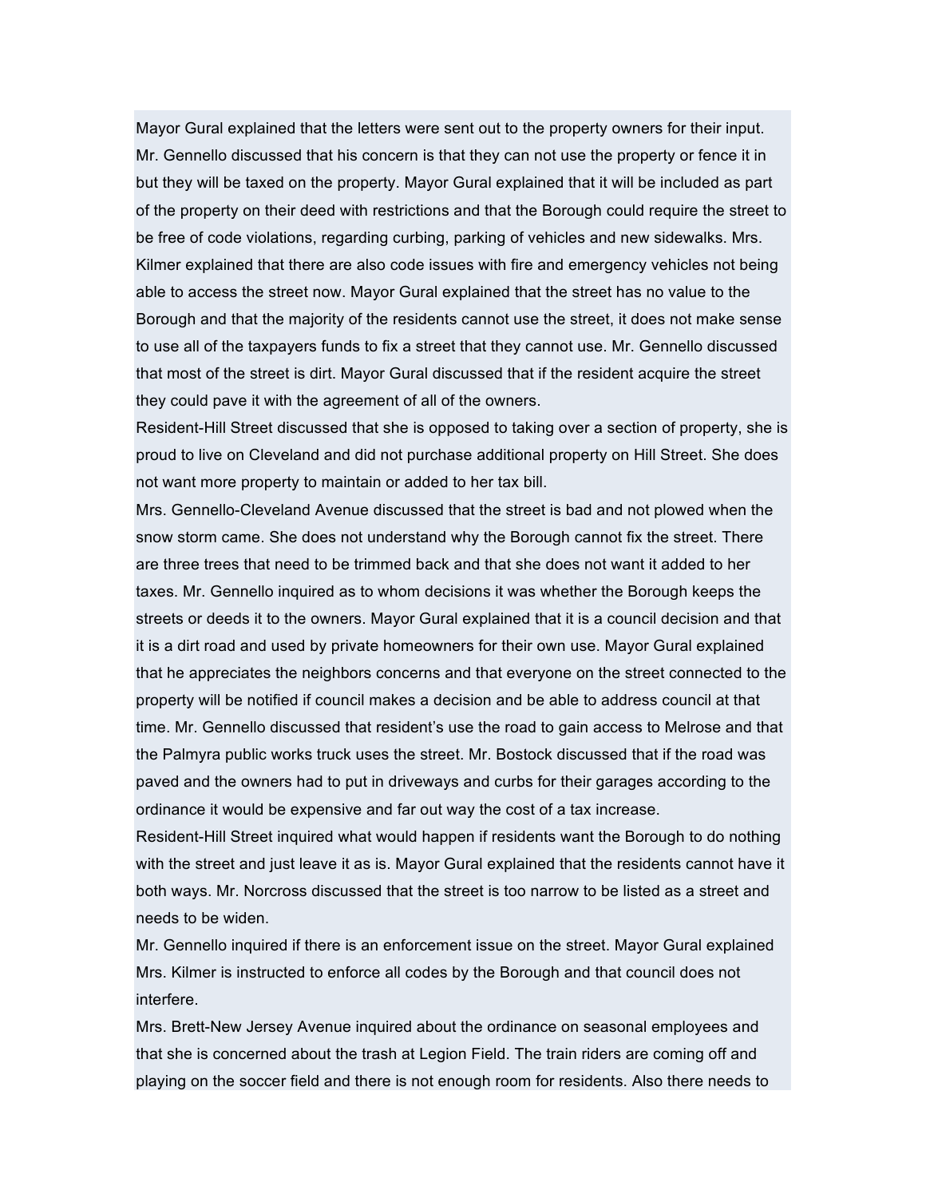Mayor Gural explained that the letters were sent out to the property owners for their input. Mr. Gennello discussed that his concern is that they can not use the property or fence it in but they will be taxed on the property. Mayor Gural explained that it will be included as part of the property on their deed with restrictions and that the Borough could require the street to be free of code violations, regarding curbing, parking of vehicles and new sidewalks. Mrs. Kilmer explained that there are also code issues with fire and emergency vehicles not being able to access the street now. Mayor Gural explained that the street has no value to the Borough and that the majority of the residents cannot use the street, it does not make sense to use all of the taxpayers funds to fix a street that they cannot use. Mr. Gennello discussed that most of the street is dirt. Mayor Gural discussed that if the resident acquire the street they could pave it with the agreement of all of the owners.

Resident-Hill Street discussed that she is opposed to taking over a section of property, she is proud to live on Cleveland and did not purchase additional property on Hill Street. She does not want more property to maintain or added to her tax bill.

Mrs. Gennello-Cleveland Avenue discussed that the street is bad and not plowed when the snow storm came. She does not understand why the Borough cannot fix the street. There are three trees that need to be trimmed back and that she does not want it added to her taxes. Mr. Gennello inquired as to whom decisions it was whether the Borough keeps the streets or deeds it to the owners. Mayor Gural explained that it is a council decision and that it is a dirt road and used by private homeowners for their own use. Mayor Gural explained that he appreciates the neighbors concerns and that everyone on the street connected to the property will be notified if council makes a decision and be able to address council at that time. Mr. Gennello discussed that resident's use the road to gain access to Melrose and that the Palmyra public works truck uses the street. Mr. Bostock discussed that if the road was paved and the owners had to put in driveways and curbs for their garages according to the ordinance it would be expensive and far out way the cost of a tax increase.

Resident-Hill Street inquired what would happen if residents want the Borough to do nothing with the street and just leave it as is. Mayor Gural explained that the residents cannot have it both ways. Mr. Norcross discussed that the street is too narrow to be listed as a street and needs to be widen.

Mr. Gennello inquired if there is an enforcement issue on the street. Mayor Gural explained Mrs. Kilmer is instructed to enforce all codes by the Borough and that council does not interfere.

Mrs. Brett-New Jersey Avenue inquired about the ordinance on seasonal employees and that she is concerned about the trash at Legion Field. The train riders are coming off and playing on the soccer field and there is not enough room for residents. Also there needs to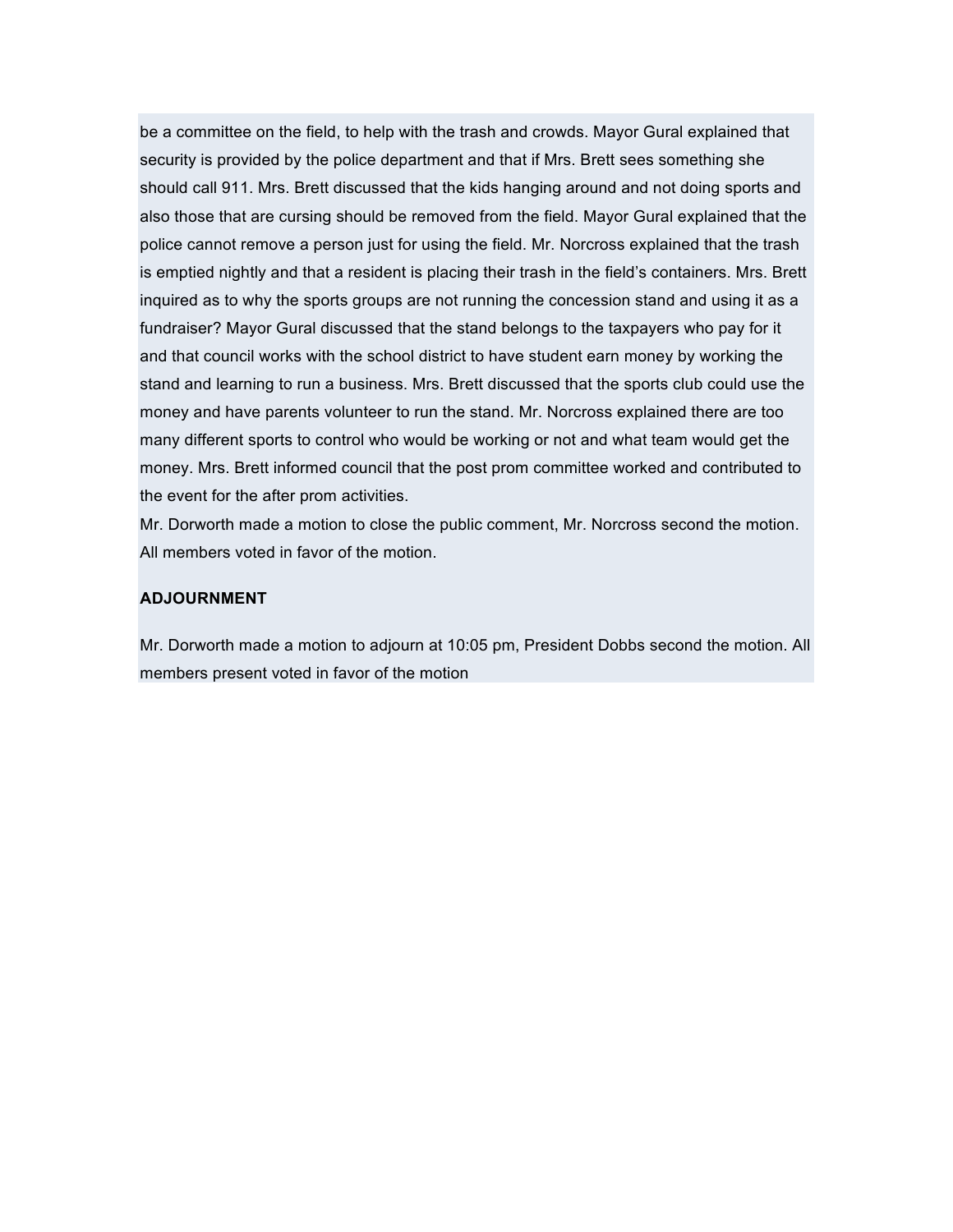be a committee on the field, to help with the trash and crowds. Mayor Gural explained that security is provided by the police department and that if Mrs. Brett sees something she should call 911. Mrs. Brett discussed that the kids hanging around and not doing sports and also those that are cursing should be removed from the field. Mayor Gural explained that the police cannot remove a person just for using the field. Mr. Norcross explained that the trash is emptied nightly and that a resident is placing their trash in the field's containers. Mrs. Brett inquired as to why the sports groups are not running the concession stand and using it as a fundraiser? Mayor Gural discussed that the stand belongs to the taxpayers who pay for it and that council works with the school district to have student earn money by working the stand and learning to run a business. Mrs. Brett discussed that the sports club could use the money and have parents volunteer to run the stand. Mr. Norcross explained there are too many different sports to control who would be working or not and what team would get the money. Mrs. Brett informed council that the post prom committee worked and contributed to the event for the after prom activities.

Mr. Dorworth made a motion to close the public comment, Mr. Norcross second the motion. All members voted in favor of the motion.

**ADJOURNMENT**

Mr. Dorworth made a motion to adjourn at 10:05 pm, President Dobbs second the motion. All members present voted in favor of the motion